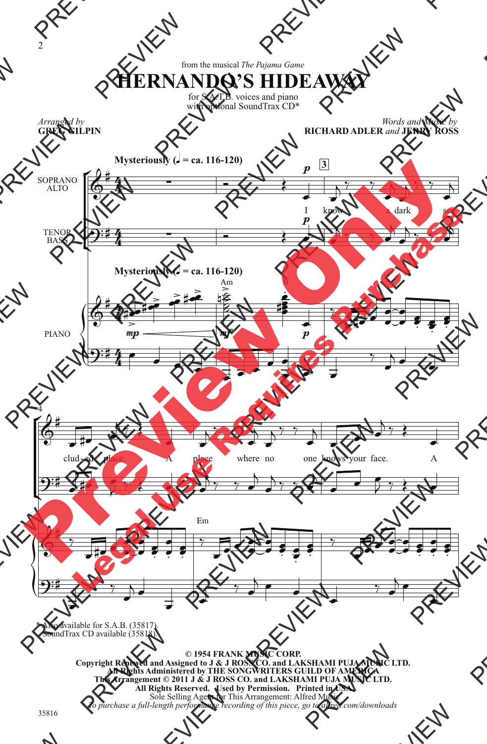from the musical *The Pajama Game*

# HERNANDO'S HIDEAWAY

for S.A.T.B. voices and piano
with optional SoundTrax CD*

*Arranged by*
**GREG GILPIN**

*Words and Music by*
**RICHARD ADLER** *and* **JERRY ROSS**

**Mysteriously (♩ = ca. 116-120)**

SOPRANO ALTO

TENOR BASS

PIANO

I know a dark se- clud- ed place. A place where no one knows your face. A

* Also available for S.A.B. (35817).
SoundTrax CD available (35818).

**© 1954 FRANK MUSIC CORP.**
**Copyright Renewed and Assigned to J & J ROSS CO. and LAKSHAMI PUJA MUSIC LTD.**
**All Rights Administered by THE SONGWRITERS GUILD OF AMERICA**
**This Arrangement © 2011 J & J ROSS CO. and LAKSHAMI PUJA MUSIC LTD.**
**All Rights Reserved. Used by Permission. Printed in USA.**
Sole Selling Agent for This Arrangement: Alfred Music
*To purchase a full-length performance recording of this piece, go to alfred.com/downloads*

35816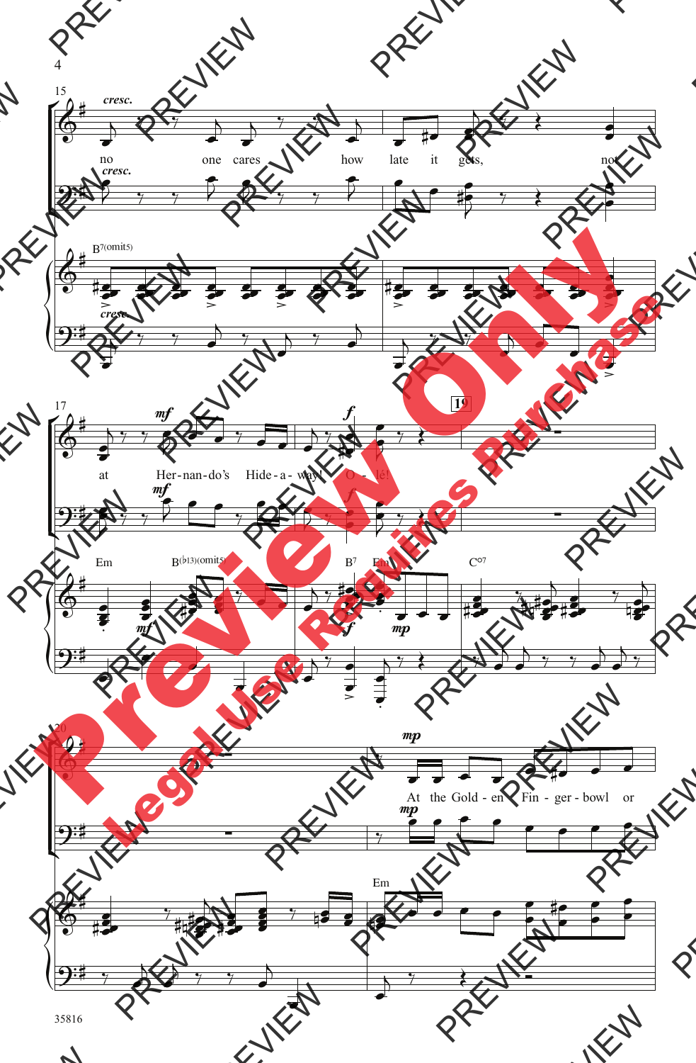15

*cresc.*

no one cares how late it gets, not

*cresc.*

B7(omit5)

*cresc.*

17

*mf*

at Her-nan-do's Hide-a-way! O-lé!

*f*

19

Em B(♭13)(omit5) B7 Em C°7

*mf* *f* *mp*

20

*mp*

At the Gold-en Fin-ger-bowl or

*mp*

Em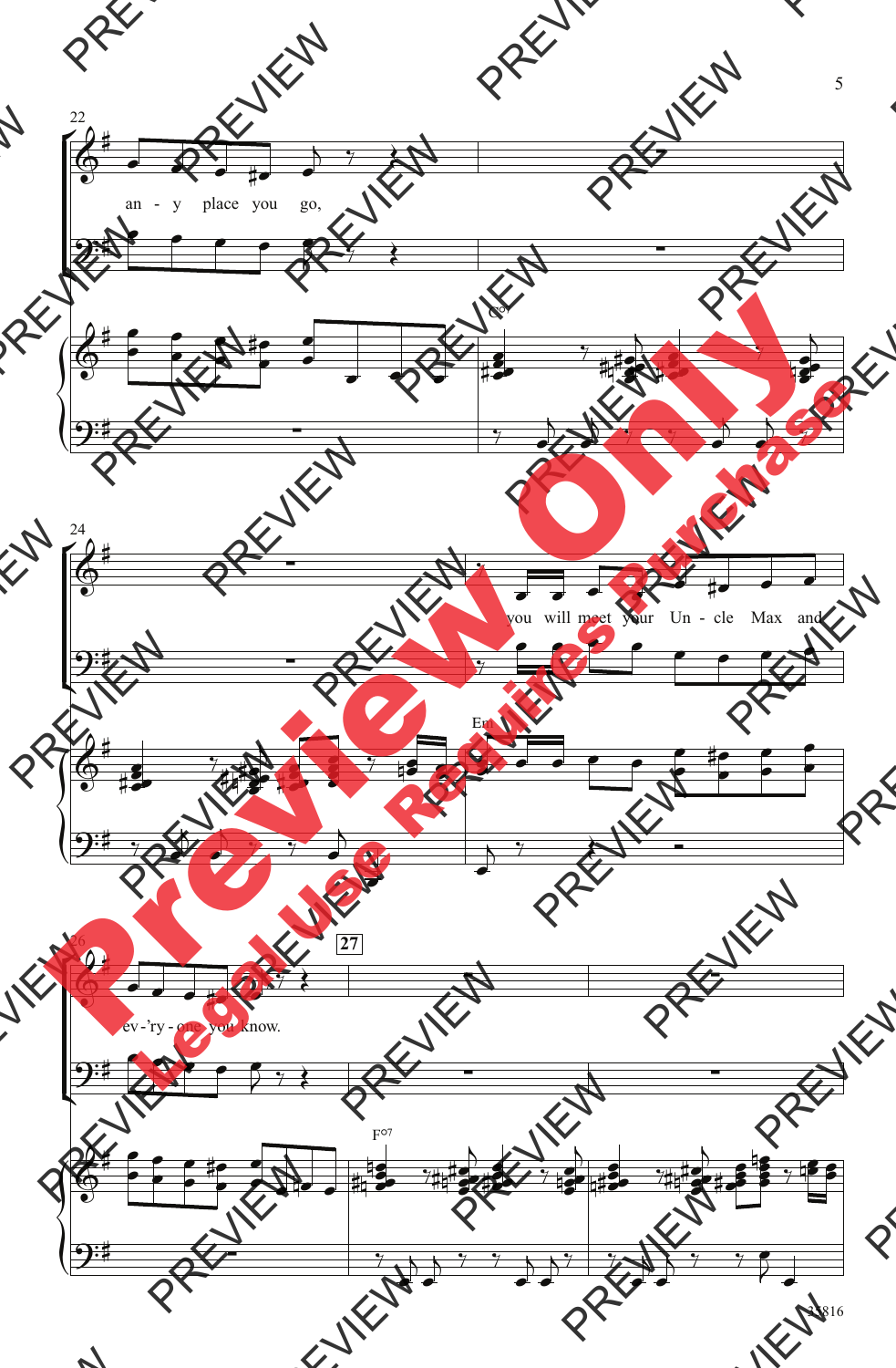22

an - y place you go,

C°

24

you will meet your Un - cle Max and

Em

26

27

ev - 'ry - one you know.

F°7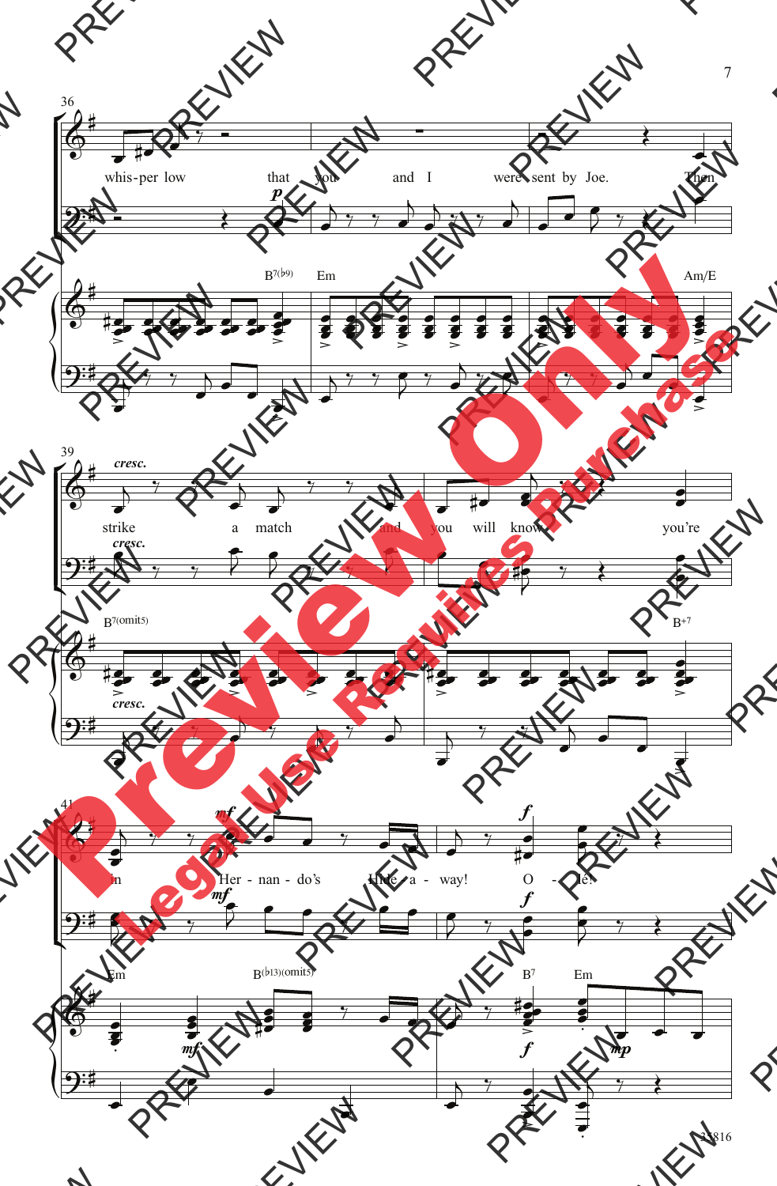36

whis-per low that you and I were sent by Joe. Then

B7(♭9) Em Am/E

39

cresc.

strike a match and you will know you're

B7(omit5) B+7

41

in Her - nan - do's Hide - a - way! O - lé!

Em B(♭13)(omit5) B7 Em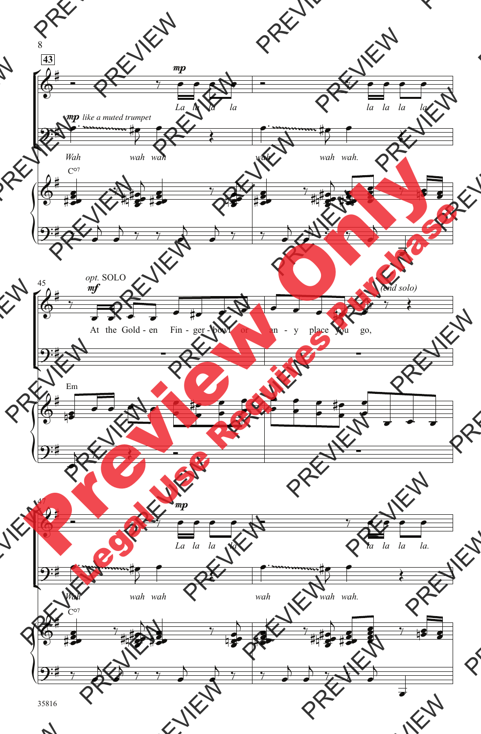**43**

*mp*

La la la la — la la la la

*mp* *like a muted trumpet*

Wah wah wah — wah wah wah.

C°7

45

*opt.* SOLO

*mf*

At the Gold - en Fin - ger - bowl or an - y place you go,

*(end solo)*

Em

47

*mp*

La la la la — la la la la.

Wah wah wah — wah wah wah.

C°7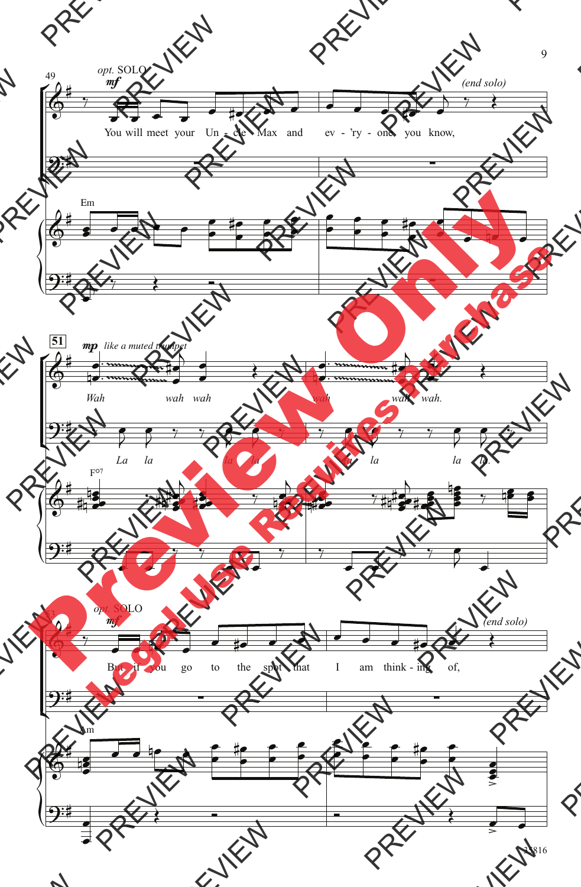49

*opt.* SOLO

*mf*

You will meet your Un - cle Max and ev - 'ry - one you know,

*(end solo)*

Em

51

*mp* *like a muted trumpet*

*Wah wah wah wah wah wah.*

*La la la la la la la la.*

F°7

53

*opt.* SOLO

*mf*

But if you go to the spot that I am think - ing of,

*(end solo)*

Am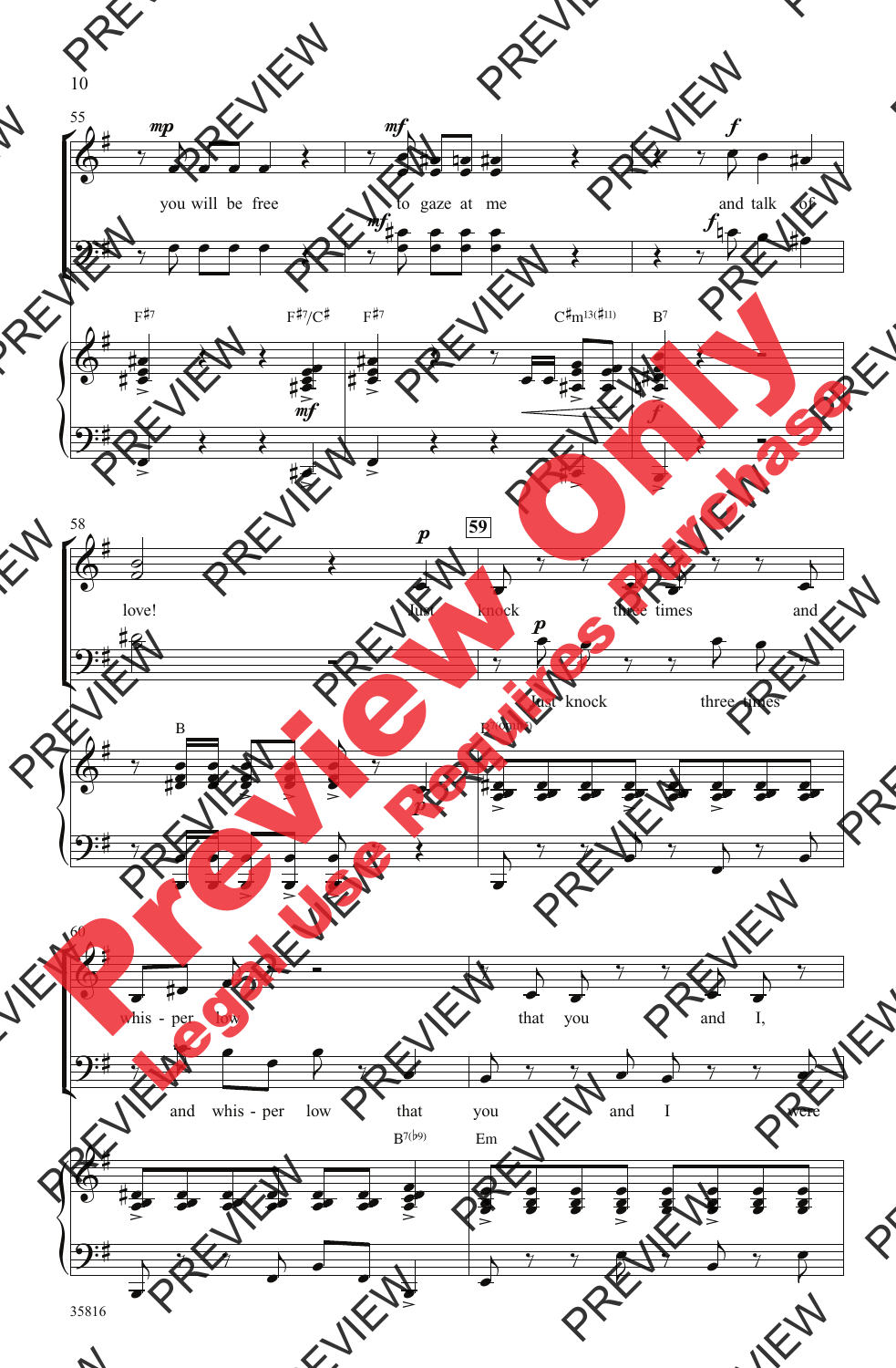55

you will be free to gaze at me and talk of

F♯7 F♯7/C♯ F♯7 C♯m13(♯11) B7

58

love! Just knock three times and

Just knock three times

B Em(add9) 59

60

whis - per low that you and I,

and whis - per low that you and I were

B7(♭9) Em

35816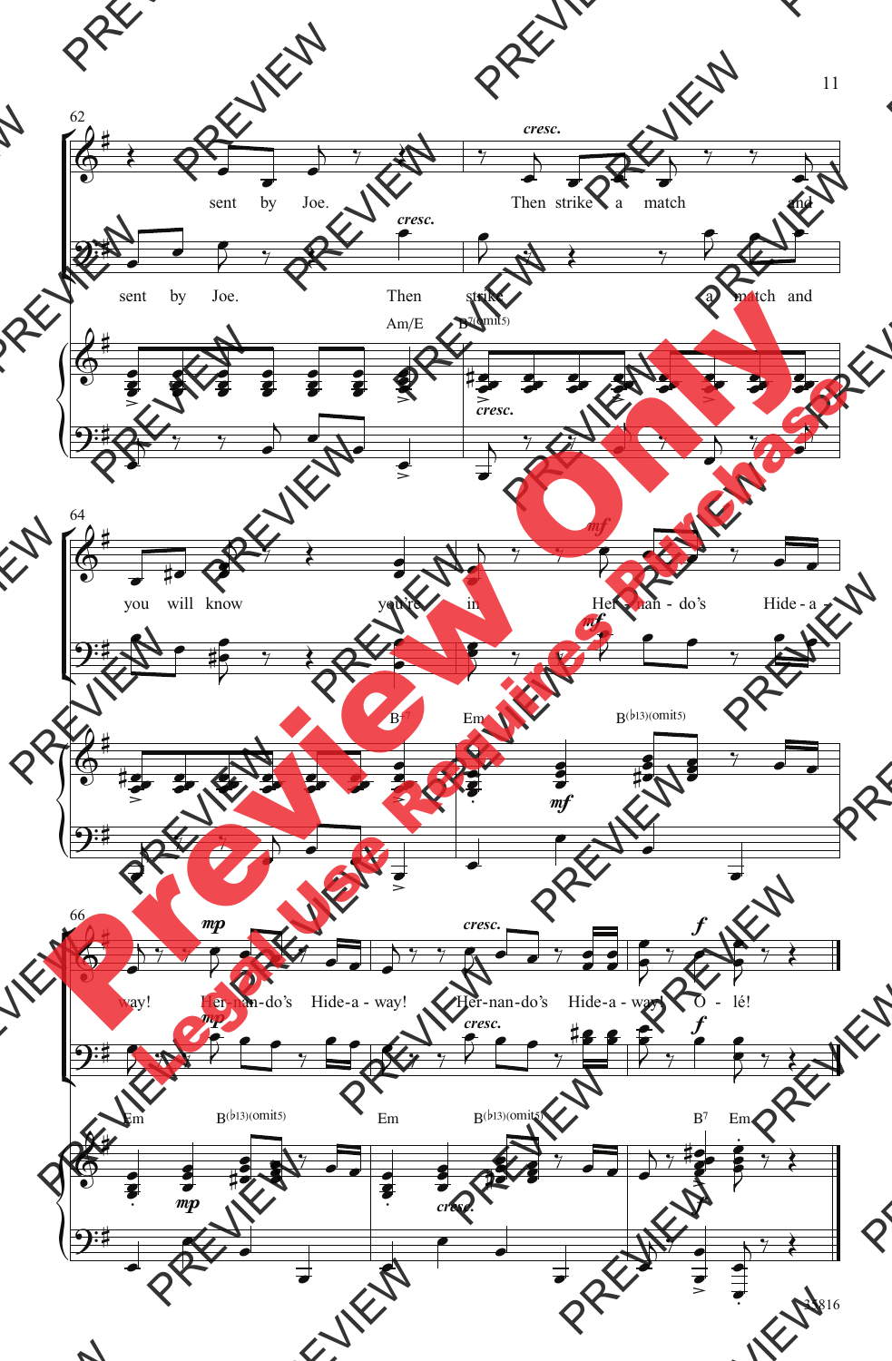62

sent by Joe. Then strike a match and

sent by Joe. Then strike a match and

Am/E B7(omit5)

64

you will know you're in Her - nan - do's Hide - a -

you will know you're in Her - nan - do's Hide - a -

B7 Em B(♭13)(omit5)

66

way! Her - nan - do's Hide - a - way! Her - nan - do's Hide - a - way! O - lé!

way! Her - nan - do's Hide - a - way! Her - nan - do's Hide - a - way! O - lé!

Em B(♭13)(omit5) Em B(♭13)(omit5) B7 Em